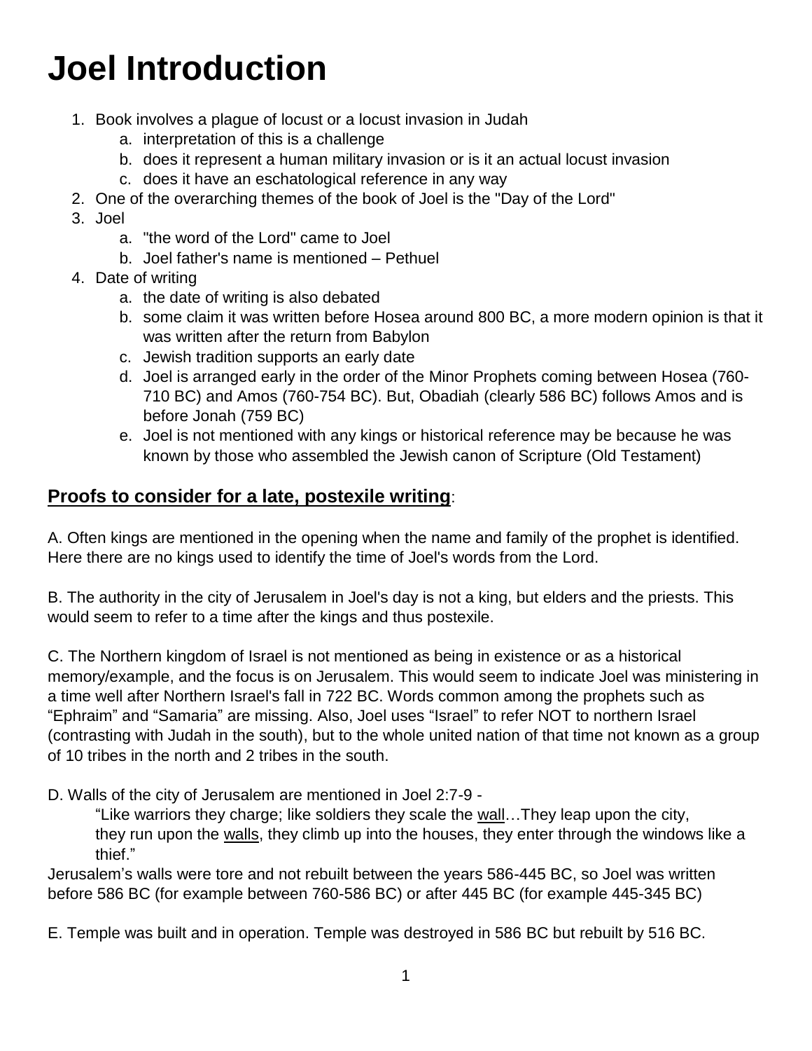# Joel Introduction

1. Book involves a plague of locust or a locust invasion in Judah
    a. interpretation of this is a challenge
    b. does it represent a human military invasion or is it an actual locust invasion
    c. does it have an eschatological reference in any way
2. One of the overarching themes of the book of Joel is the "Day of the Lord"
3. Joel
    a. "the word of the Lord" came to Joel
    b. Joel father's name is mentioned – Pethuel
4. Date of writing
    a. the date of writing is also debated
    b. some claim it was written before Hosea around 800 BC, a more modern opinion is that it was written after the return from Babylon
    c. Jewish tradition supports an early date
    d. Joel is arranged early in the order of the Minor Prophets coming between Hosea (760-710 BC) and Amos (760-754 BC). But, Obadiah (clearly 586 BC) follows Amos and is before Jonah (759 BC)
    e. Joel is not mentioned with any kings or historical reference may be because he was known by those who assembled the Jewish canon of Scripture (Old Testament)

## **Proofs to consider for a late, postexile writing**:

A. Often kings are mentioned in the opening when the name and family of the prophet is identified. Here there are no kings used to identify the time of Joel's words from the Lord.

B. The authority in the city of Jerusalem in Joel's day is not a king, but elders and the priests. This would seem to refer to a time after the kings and thus postexile.

C. The Northern kingdom of Israel is not mentioned as being in existence or as a historical memory/example, and the focus is on Jerusalem. This would seem to indicate Joel was ministering in a time well after Northern Israel's fall in 722 BC. Words common among the prophets such as "Ephraim" and "Samaria" are missing. Also, Joel uses "Israel" to refer NOT to northern Israel (contrasting with Judah in the south), but to the whole united nation of that time not known as a group of 10 tribes in the north and 2 tribes in the south.

D. Walls of the city of Jerusalem are mentioned in Joel 2:7-9 -

> "Like warriors they charge; like soldiers they scale the wall…They leap upon the city, they run upon the walls, they climb up into the houses, they enter through the windows like a thief."

Jerusalem's walls were tore and not rebuilt between the years 586-445 BC, so Joel was written before 586 BC (for example between 760-586 BC) or after 445 BC (for example 445-345 BC)

E. Temple was built and in operation. Temple was destroyed in 586 BC but rebuilt by 516 BC.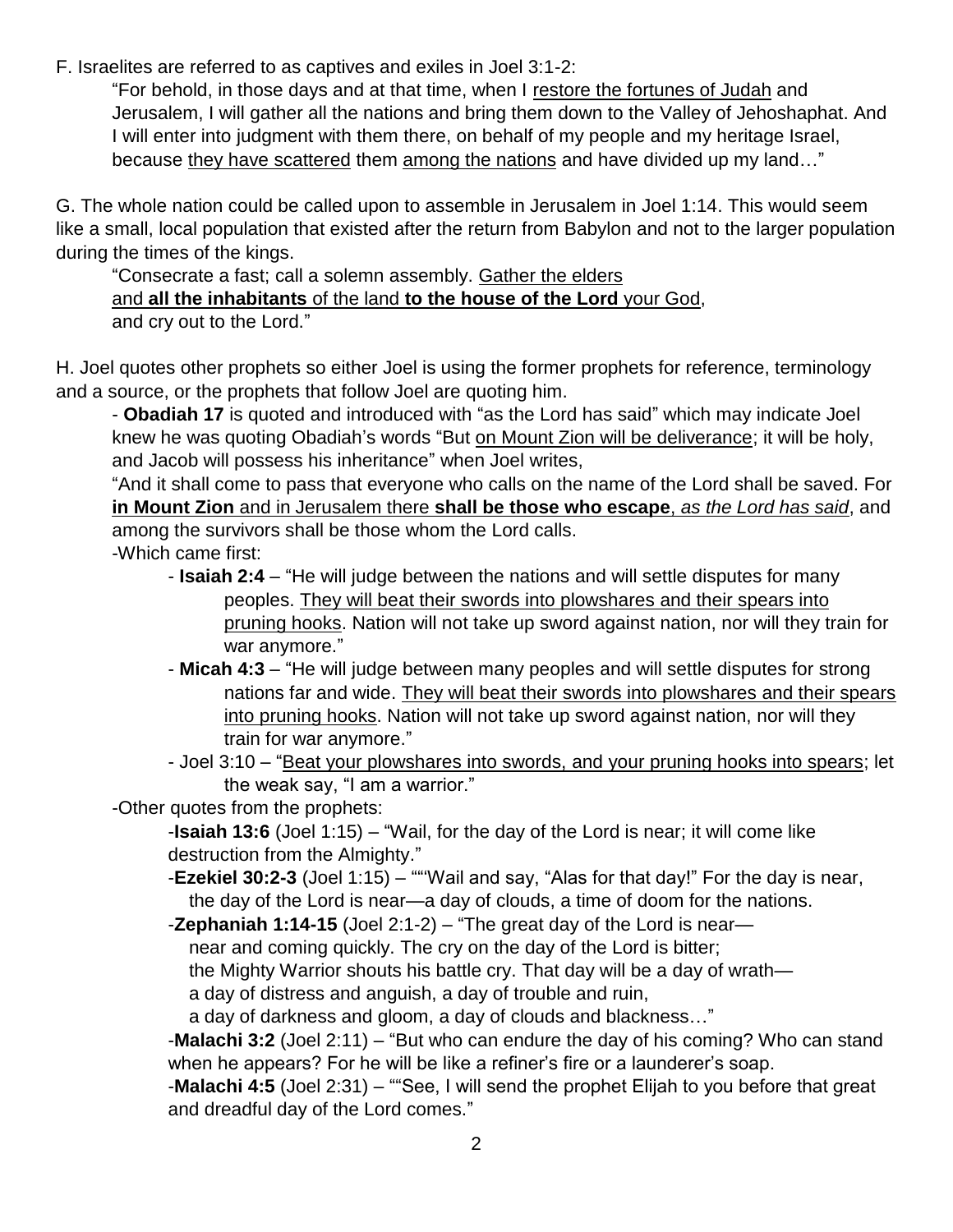F. Israelites are referred to as captives and exiles in Joel 3:1-2:

> "For behold, in those days and at that time, when I <u>restore the fortunes of Judah</u> and Jerusalem, I will gather all the nations and bring them down to the Valley of Jehoshaphat. And I will enter into judgment with them there, on behalf of my people and my heritage Israel, because <u>they have scattered</u> them <u>among the nations</u> and have divided up my land…"

G. The whole nation could be called upon to assemble in Jerusalem in Joel 1:14. This would seem like a small, local population that existed after the return from Babylon and not to the larger population during the times of the kings.

> "Consecrate a fast; call a solemn assembly. <u>Gather the elders</u>
> <u>and **all the inhabitants** of the land **to the house of the Lord** your God</u>,
> and cry out to the Lord."

H. Joel quotes other prophets so either Joel is using the former prophets for reference, terminology and a source, or the prophets that follow Joel are quoting him.

- **Obadiah 17** is quoted and introduced with "as the Lord has said" which may indicate Joel knew he was quoting Obadiah's words "But <u>on Mount Zion will be deliverance</u>; it will be holy, and Jacob will possess his inheritance" when Joel writes,

  "And it shall come to pass that everyone who calls on the name of the Lord shall be saved. For <u>**in Mount Zion** and in Jerusalem there **shall be those who escape**</u>, *<u>as the Lord has said</u>*, and among the survivors shall be those whom the Lord calls.

-Which came first:

- **Isaiah 2:4** – "He will judge between the nations and will settle disputes for many peoples. <u>They will beat their swords into plowshares and their spears into pruning hooks</u>. Nation will not take up sword against nation, nor will they train for war anymore."
- **Micah 4:3** – "He will judge between many peoples and will settle disputes for strong nations far and wide. <u>They will beat their swords into plowshares and their spears into pruning hooks</u>. Nation will not take up sword against nation, nor will they train for war anymore."
- Joel 3:10 – "<u>Beat your plowshares into swords, and your pruning hooks into spears</u>; let the weak say, "I am a warrior."

-Other quotes from the prophets:

-**Isaiah 13:6** (Joel 1:15) – "Wail, for the day of the Lord is near; it will come like destruction from the Almighty."

-**Ezekiel 30:2-3** (Joel 1:15) – ""Wail and say, "Alas for that day!" For the day is near, the day of the Lord is near—a day of clouds, a time of doom for the nations.

-**Zephaniah 1:14-15** (Joel 2:1-2) – "The great day of the Lord is near—
near and coming quickly. The cry on the day of the Lord is bitter;
the Mighty Warrior shouts his battle cry. That day will be a day of wrath—
a day of distress and anguish, a day of trouble and ruin,
a day of darkness and gloom, a day of clouds and blackness…"

-**Malachi 3:2** (Joel 2:11) – "But who can endure the day of his coming? Who can stand when he appears? For he will be like a refiner's fire or a launderer's soap.

-**Malachi 4:5** (Joel 2:31) – ""See, I will send the prophet Elijah to you before that great and dreadful day of the Lord comes."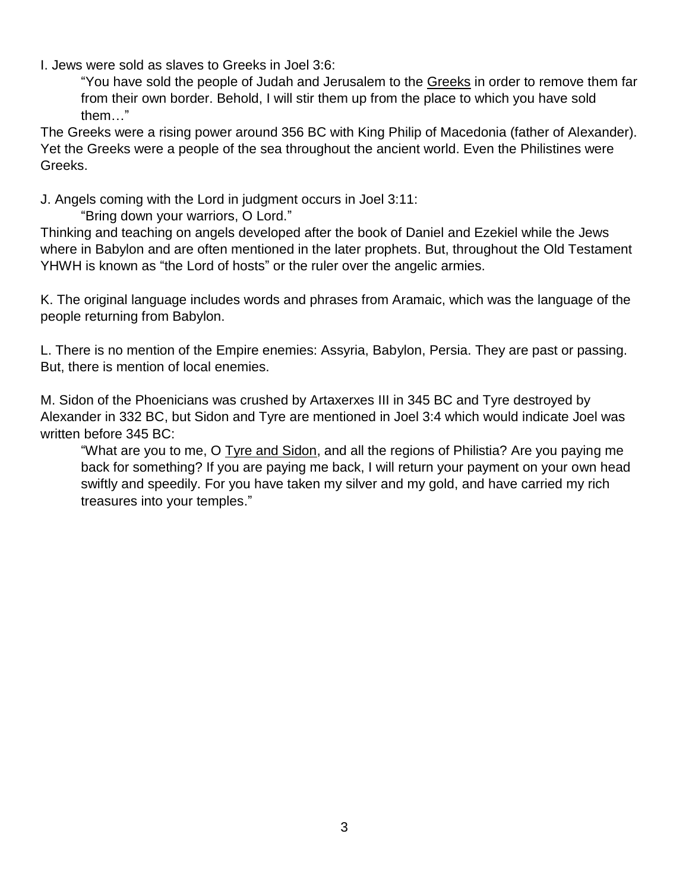I. Jews were sold as slaves to Greeks in Joel 3:6:

> “You have sold the people of Judah and Jerusalem to the <u>Greeks</u> in order to remove them far from their own border. Behold, I will stir them up from the place to which you have sold them…”

The Greeks were a rising power around 356 BC with King Philip of Macedonia (father of Alexander). Yet the Greeks were a people of the sea throughout the ancient world. Even the Philistines were Greeks.

J. Angels coming with the Lord in judgment occurs in Joel 3:11:

> “Bring down your warriors, O Lord.”

Thinking and teaching on angels developed after the book of Daniel and Ezekiel while the Jews where in Babylon and are often mentioned in the later prophets. But, throughout the Old Testament YHWH is known as “the Lord of hosts” or the ruler over the angelic armies.

K. The original language includes words and phrases from Aramaic, which was the language of the people returning from Babylon.

L. There is no mention of the Empire enemies: Assyria, Babylon, Persia. They are past or passing. But, there is mention of local enemies.

M. Sidon of the Phoenicians was crushed by Artaxerxes III in 345 BC and Tyre destroyed by Alexander in 332 BC, but Sidon and Tyre are mentioned in Joel 3:4 which would indicate Joel was written before 345 BC:

> “What are you to me, O <u>Tyre and Sidon</u>, and all the regions of Philistia? Are you paying me back for something? If you are paying me back, I will return your payment on your own head swiftly and speedily. For you have taken my silver and my gold, and have carried my rich treasures into your temples.”